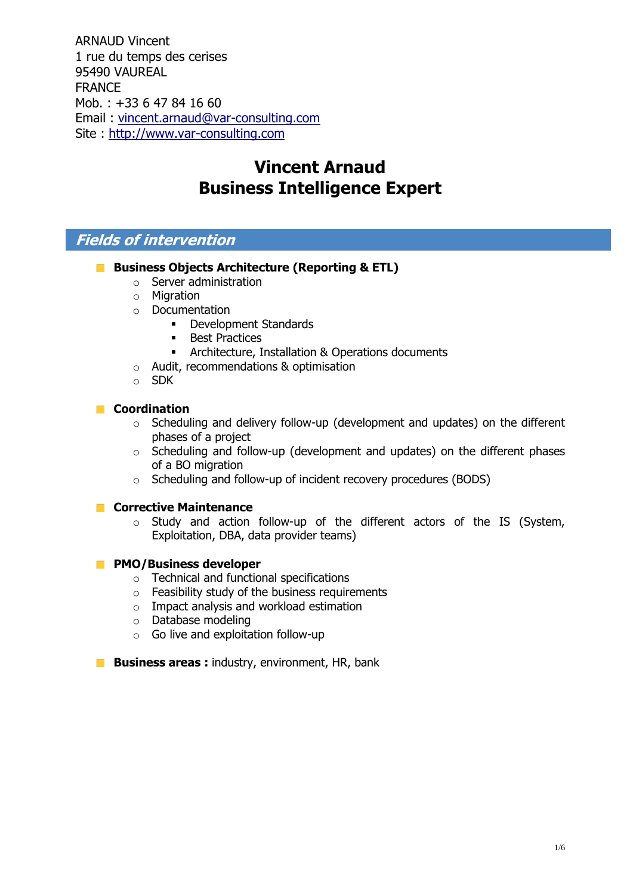ARNAUD Vincent
1 rue du temps des cerises
95490 VAUREAL
FRANCE
Mob. : +33 6 47 84 16 60
Email : [vincent.arnaud@var-consulting.com](mailto:vincent.arnaud@var-consulting.com)
Site : [http://www.var-consulting.com](http://www.var-consulting.com)

# Vincent Arnaud
# Business Intelligence Expert

## *Fields of intervention*

- **Business Objects Architecture (Reporting & ETL)**
  - Server administration
  - Migration
  - Documentation
    - Development Standards
    - Best Practices
    - Architecture, Installation & Operations documents
  - Audit, recommendations & optimisation
  - SDK

- **Coordination**
  - Scheduling and delivery follow-up (development and updates) on the different phases of a project
  - Scheduling and follow-up (development and updates) on the different phases of a BO migration
  - Scheduling and follow-up of incident recovery procedures (BODS)

- **Corrective Maintenance**
  - Study and action follow-up of the different actors of the IS (System, Exploitation, DBA, data provider teams)

- **PMO/Business developer**
  - Technical and functional specifications
  - Feasibility study of the business requirements
  - Impact analysis and workload estimation
  - Database modeling
  - Go live and exploitation follow-up

- **Business areas :** industry, environment, HR, bank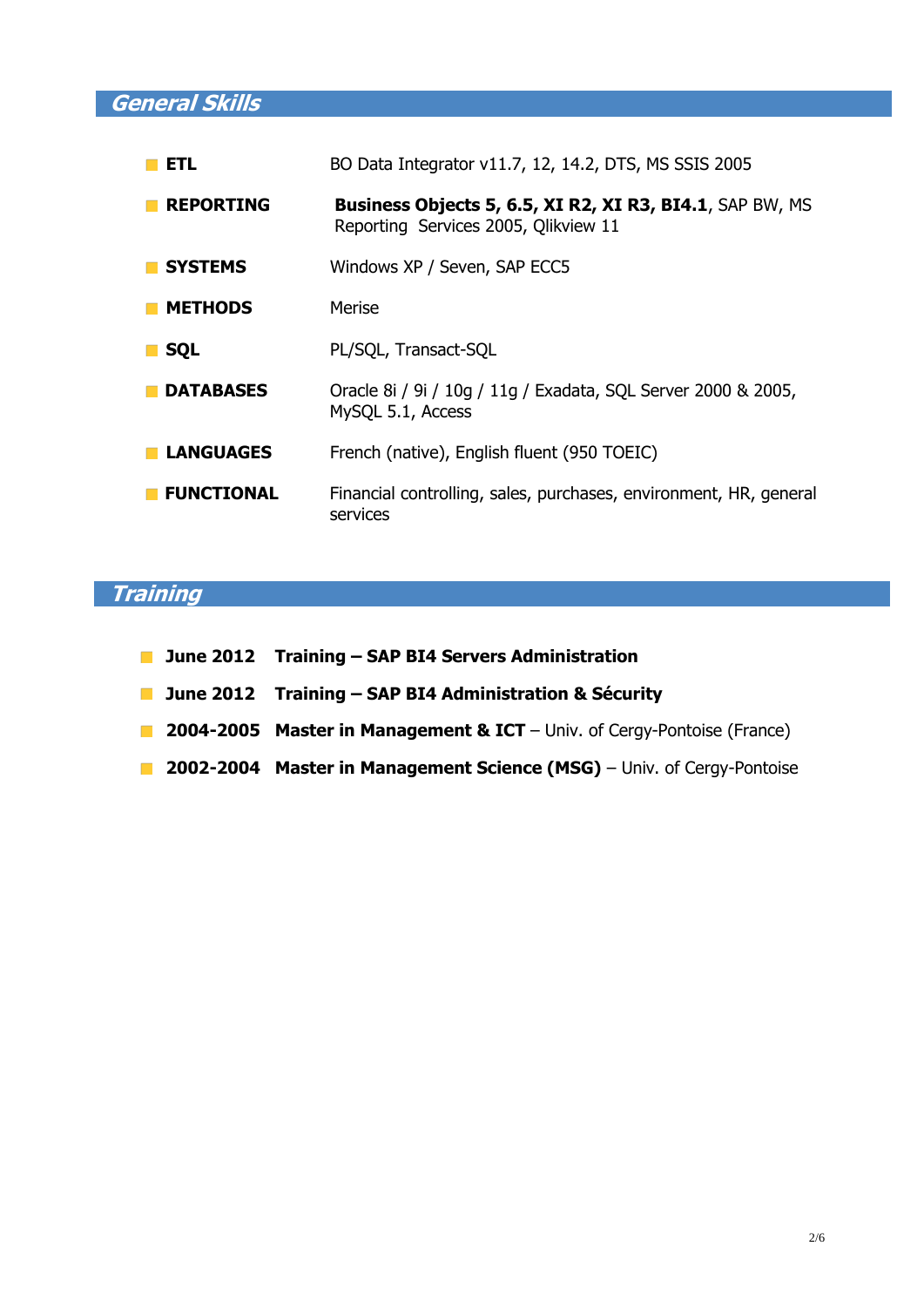## General Skills

- **ETL** BO Data Integrator v11.7, 12, 14.2, DTS, MS SSIS 2005
- **REPORTING** **Business Objects 5, 6.5, XI R2, XI R3, BI4.1**, SAP BW, MS Reporting Services 2005, Qlikview 11
- **SYSTEMS** Windows XP / Seven, SAP ECC5
- **METHODS** Merise
- **SQL** PL/SQL, Transact-SQL
- **DATABASES** Oracle 8i / 9i / 10g / 11g / Exadata, SQL Server 2000 & 2005, MySQL 5.1, Access
- **LANGUAGES** French (native), English fluent (950 TOEIC)
- **FUNCTIONAL** Financial controlling, sales, purchases, environment, HR, general services

## Training

- **June 2012** **Training – SAP BI4 Servers Administration**
- **June 2012** **Training – SAP BI4 Administration & Sécurity**
- **2004-2005** **Master in Management & ICT** – Univ. of Cergy-Pontoise (France)
- **2002-2004** **Master in Management Science (MSG)** – Univ. of Cergy-Pontoise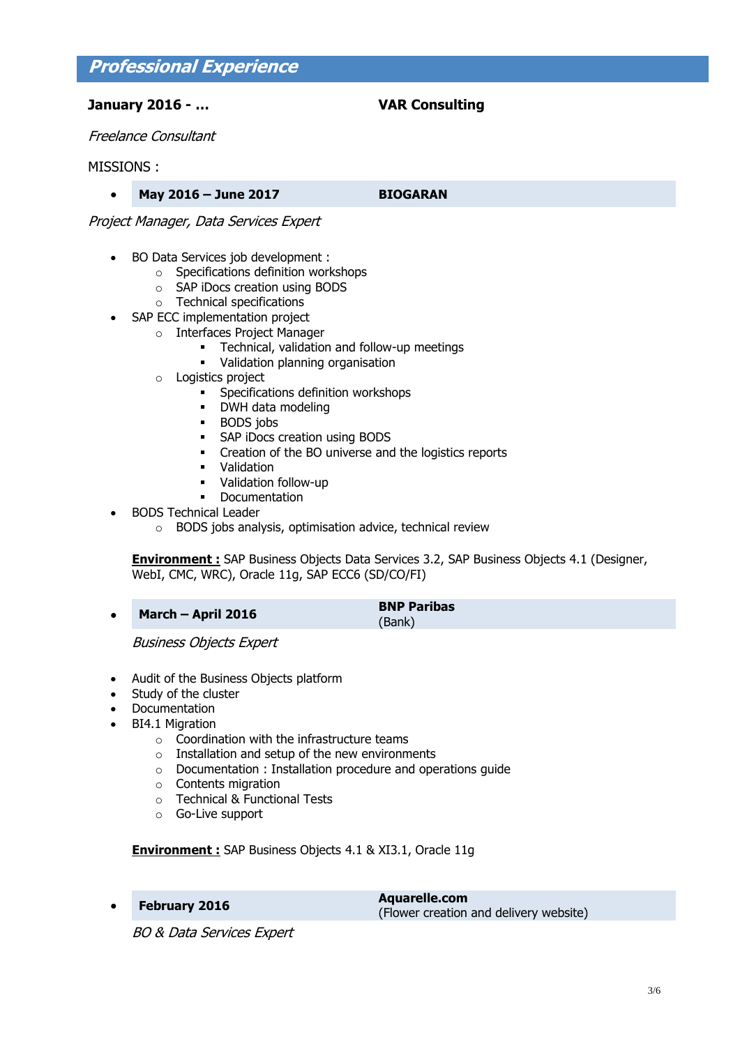## Professional Experience

**January 2016 - …** **VAR Consulting**

*Freelance Consultant*

MISSIONS :

- **May 2016 – June 2017** **BIOGARAN**

*Project Manager, Data Services Expert*

- BO Data Services job development :
  - Specifications definition workshops
  - SAP iDocs creation using BODS
  - Technical specifications
- SAP ECC implementation project
  - Interfaces Project Manager
    - Technical, validation and follow-up meetings
    - Validation planning organisation
  - Logistics project
    - Specifications definition workshops
    - DWH data modeling
    - BODS jobs
    - SAP iDocs creation using BODS
    - Creation of the BO universe and the logistics reports
    - Validation
    - Validation follow-up
    - Documentation
- BODS Technical Leader
  - BODS jobs analysis, optimisation advice, technical review

**Environment :** SAP Business Objects Data Services 3.2, SAP Business Objects 4.1 (Designer, WebI, CMC, WRC), Oracle 11g, SAP ECC6 (SD/CO/FI)

- **March – April 2016** **BNP Paribas** (Bank)

*Business Objects Expert*

- Audit of the Business Objects platform
- Study of the cluster
- Documentation
- BI4.1 Migration
  - Coordination with the infrastructure teams
  - Installation and setup of the new environments
  - Documentation : Installation procedure and operations guide
  - Contents migration
  - Technical & Functional Tests
  - Go-Live support

**Environment :** SAP Business Objects 4.1 & XI3.1, Oracle 11g

- **February 2016** **Aquarelle.com** (Flower creation and delivery website)

*BO & Data Services Expert*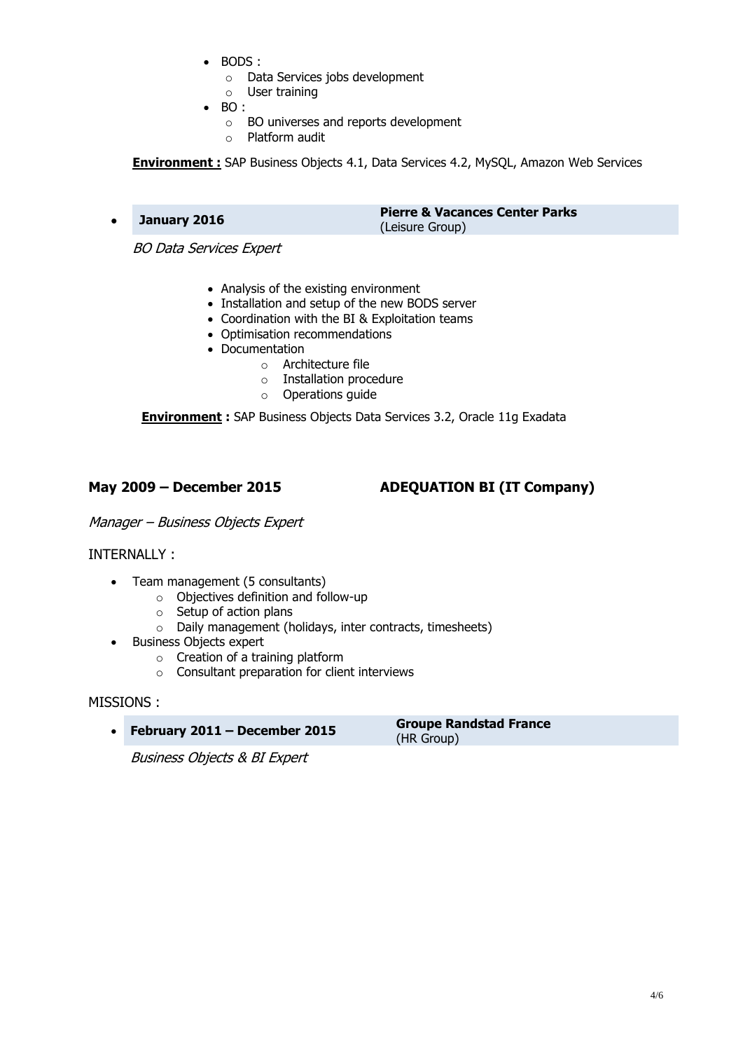- BODS :
  - Data Services jobs development
  - User training
- BO :
  - BO universes and reports development
  - Platform audit

**Environment :** SAP Business Objects 4.1, Data Services 4.2, MySQL, Amazon Web Services

- **January 2016** — **Pierre & Vacances Center Parks** (Leisure Group)

*BO Data Services Expert*

- Analysis of the existing environment
- Installation and setup of the new BODS server
- Coordination with the BI & Exploitation teams
- Optimisation recommendations
- Documentation
  - Architecture file
  - Installation procedure
  - Operations guide

**Environment :** SAP Business Objects Data Services 3.2, Oracle 11g Exadata

## May 2009 – December 2015 — ADEQUATION BI (IT Company)

*Manager – Business Objects Expert*

INTERNALLY :

- Team management (5 consultants)
  - Objectives definition and follow-up
  - Setup of action plans
  - Daily management (holidays, inter contracts, timesheets)
- Business Objects expert
  - Creation of a training platform
  - Consultant preparation for client interviews

MISSIONS :

- **February 2011 – December 2015** — **Groupe Randstad France** (HR Group)

*Business Objects & BI Expert*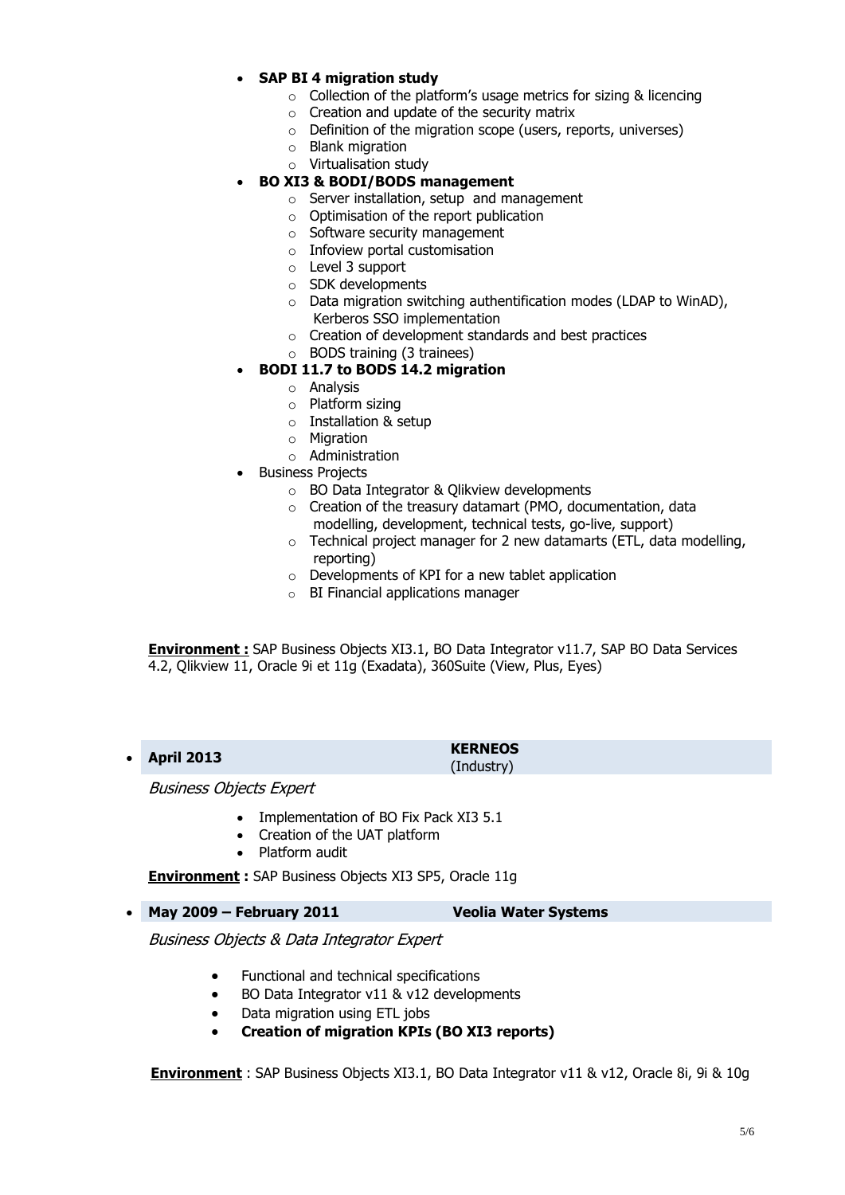- **SAP BI 4 migration study**
  - Collection of the platform's usage metrics for sizing & licencing
  - Creation and update of the security matrix
  - Definition of the migration scope (users, reports, universes)
  - Blank migration
  - Virtualisation study
- **BO XI3 & BODI/BODS management**
  - Server installation, setup and management
  - Optimisation of the report publication
  - Software security management
  - Infoview portal customisation
  - Level 3 support
  - SDK developments
  - Data migration switching authentification modes (LDAP to WinAD), Kerberos SSO implementation
  - Creation of development standards and best practices
  - BODS training (3 trainees)
- **BODI 11.7 to BODS 14.2 migration**
  - Analysis
  - Platform sizing
  - Installation & setup
  - Migration
  - Administration
- Business Projects
  - BO Data Integrator & Qlikview developments
  - Creation of the treasury datamart (PMO, documentation, data modelling, development, technical tests, go-live, support)
  - Technical project manager for 2 new datamarts (ETL, data modelling, reporting)
  - Developments of KPI for a new tablet application
  - BI Financial applications manager

**Environment :** SAP Business Objects XI3.1, BO Data Integrator v11.7, SAP BO Data Services 4.2, Qlikview 11, Oracle 9i et 11g (Exadata), 360Suite (View, Plus, Eyes)

- **April 2013** — **KERNEOS** (Industry)

*Business Objects Expert*

- Implementation of BO Fix Pack XI3 5.1
- Creation of the UAT platform
- Platform audit

**Environment :** SAP Business Objects XI3 SP5, Oracle 11g

- **May 2009 – February 2011** — **Veolia Water Systems**

*Business Objects & Data Integrator Expert*

- Functional and technical specifications
- BO Data Integrator v11 & v12 developments
- Data migration using ETL jobs
- **Creation of migration KPIs (BO XI3 reports)**

**Environment** : SAP Business Objects XI3.1, BO Data Integrator v11 & v12, Oracle 8i, 9i & 10g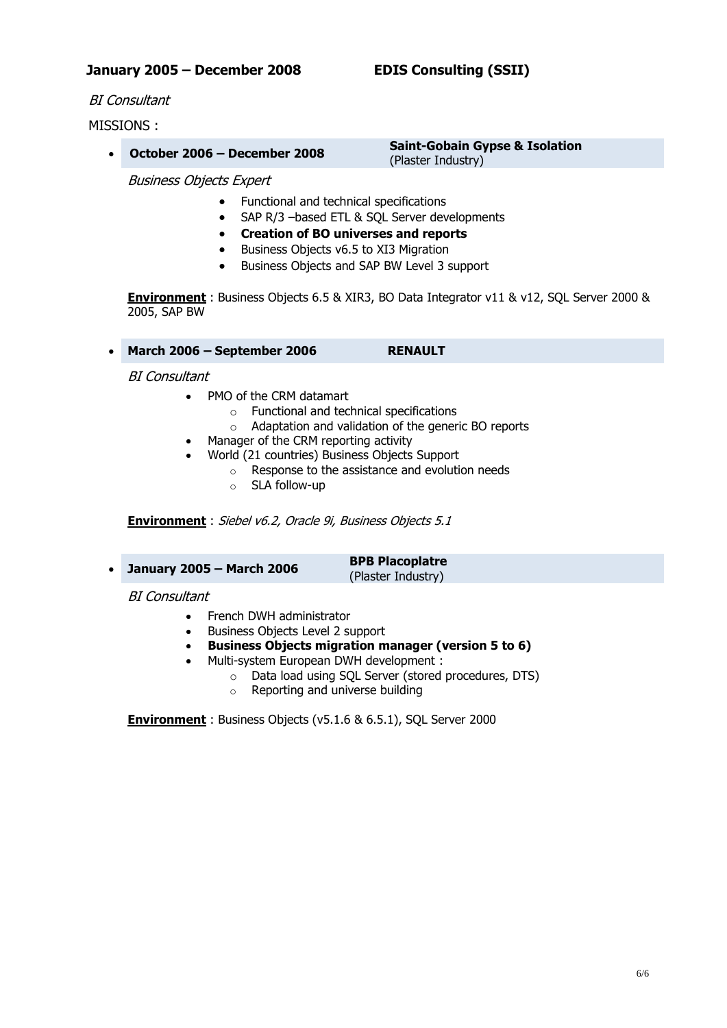**January 2005 – December 2008 EDIS Consulting (SSII)**

*BI Consultant*

MISSIONS :

- **October 2006 – December 2008** **Saint-Gobain Gypse & Isolation** (Plaster Industry)

  *Business Objects Expert*

  - Functional and technical specifications
  - SAP R/3 –based ETL & SQL Server developments
  - **Creation of BO universes and reports**
  - Business Objects v6.5 to XI3 Migration
  - Business Objects and SAP BW Level 3 support

  **Environment** : Business Objects 6.5 & XIR3, BO Data Integrator v11 & v12, SQL Server 2000 & 2005, SAP BW

- **March 2006 – September 2006** **RENAULT**

  *BI Consultant*

  - PMO of the CRM datamart
    - Functional and technical specifications
    - Adaptation and validation of the generic BO reports
  - Manager of the CRM reporting activity
  - World (21 countries) Business Objects Support
    - Response to the assistance and evolution needs
    - SLA follow-up

  **Environment** : *Siebel v6.2, Oracle 9i, Business Objects 5.1*

- **January 2005 – March 2006** **BPB Placoplatre** (Plaster Industry)

  *BI Consultant*

  - French DWH administrator
  - Business Objects Level 2 support
  - **Business Objects migration manager (version 5 to 6)**
  - Multi-system European DWH development :
    - Data load using SQL Server (stored procedures, DTS)
    - Reporting and universe building

  **Environment** : Business Objects (v5.1.6 & 6.5.1), SQL Server 2000